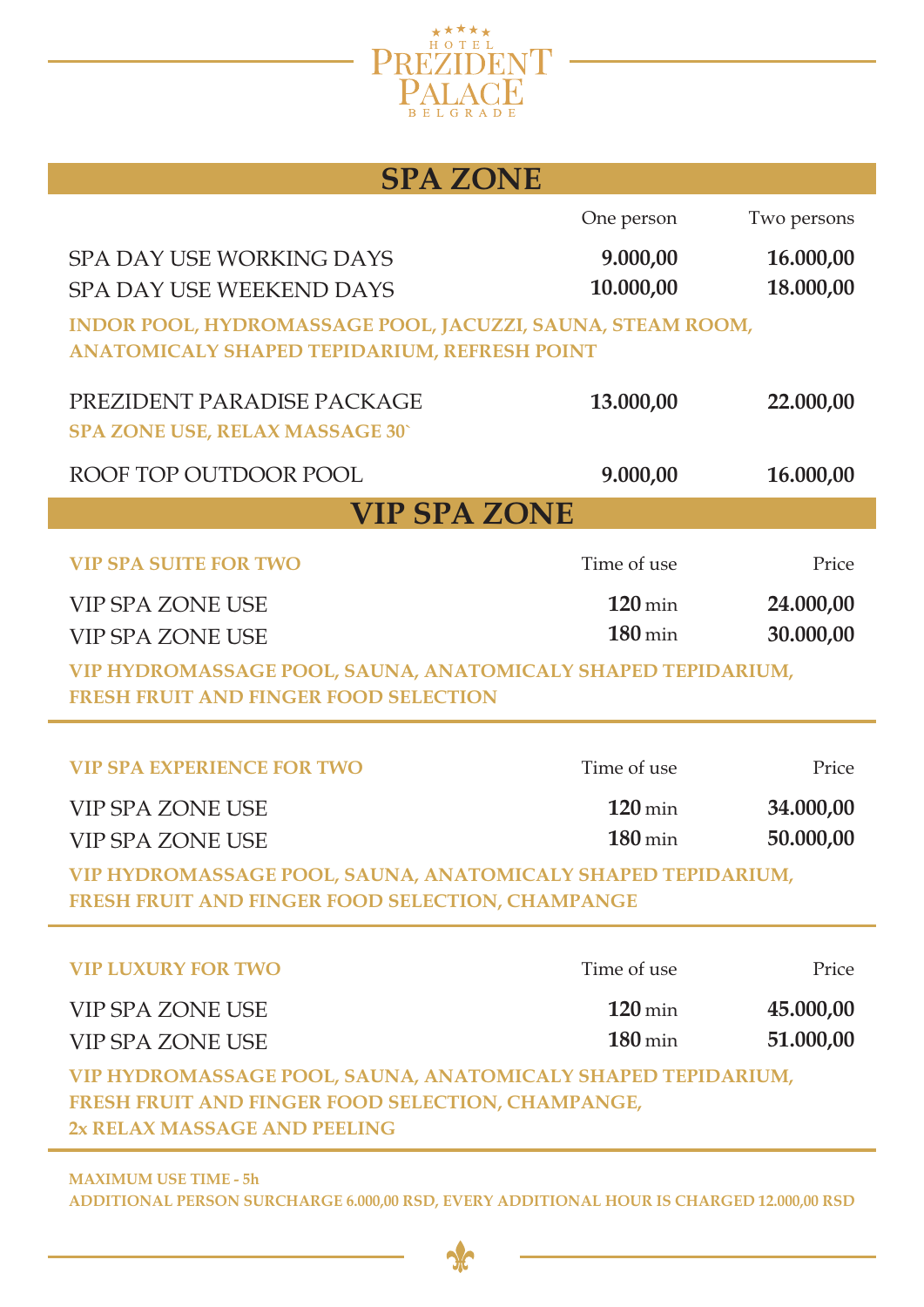HOTEL PREZIDENT PALACE BELGRADE

# SPA ZONE

| | One person | Two persons |
|---|---|---|
| SPA DAY USE WORKING DAYS | **9.000,00** | **16.000,00** |
| SPA DAY USE WEEKEND DAYS | **10.000,00** | **18.000,00** |

**INDOR POOL, HYDROMASSAGE POOL, JACUZZI, SAUNA, STEAM ROOM, ANATOMICALY SHAPED TEPIDARIUM, REFRESH POINT**

| | | |
|---|---|---|
| PREZIDENT PARADISE PACKAGE | **13.000,00** | **22.000,00** |

**SPA ZONE USE, RELAX MASSAGE 30`**

| | | |
|---|---|---|
| ROOF TOP OUTDOOR POOL | **9.000,00** | **16.000,00** |

# VIP SPA ZONE

| VIP SPA SUITE FOR TWO | Time of use | Price |
|---|---|---|
| VIP SPA ZONE USE | **120** min | **24.000,00** |
| VIP SPA ZONE USE | **180** min | **30.000,00** |

**VIP HYDROMASSAGE POOL, SAUNA, ANATOMICALY SHAPED TEPIDARIUM, FRESH FRUIT AND FINGER FOOD SELECTION**

| VIP SPA EXPERIENCE FOR TWO | Time of use | Price |
|---|---|---|
| VIP SPA ZONE USE | **120** min | **34.000,00** |
| VIP SPA ZONE USE | **180** min | **50.000,00** |

**VIP HYDROMASSAGE POOL, SAUNA, ANATOMICALY SHAPED TEPIDARIUM, FRESH FRUIT AND FINGER FOOD SELECTION, CHAMPANGE**

| VIP LUXURY FOR TWO | Time of use | Price |
|---|---|---|
| VIP SPA ZONE USE | **120** min | **45.000,00** |
| VIP SPA ZONE USE | **180** min | **51.000,00** |

**VIP HYDROMASSAGE POOL, SAUNA, ANATOMICALY SHAPED TEPIDARIUM, FRESH FRUIT AND FINGER FOOD SELECTION, CHAMPANGE, 2x RELAX MASSAGE AND PEELING**

**MAXIMUM USE TIME - 5h**
**ADDITIONAL PERSON SURCHARGE 6.000,00 RSD, EVERY ADDITIONAL HOUR IS CHARGED 12.000,00 RSD**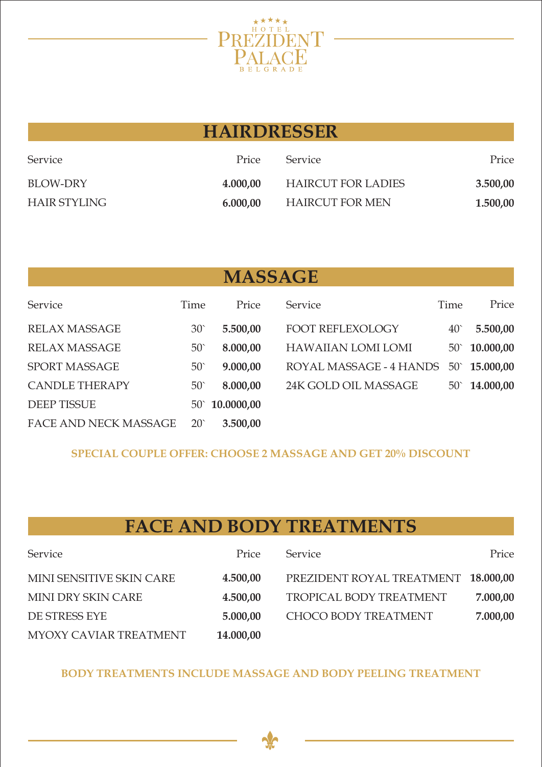HOTEL PREZIDENT PALACE BELGRADE

## HAIRDRESSER

| Service | Price | Service | Price |
| --- | --- | --- | --- |
| BLOW-DRY | **4.000,00** | HAIRCUT FOR LADIES | **3.500,00** |
| HAIR STYLING | **6.000,00** | HAIRCUT FOR MEN | **1.500,00** |

## MASSAGE

| Service | Time | Price | Service | Time | Price |
| --- | --- | --- | --- | --- | --- |
| RELAX MASSAGE | 30` | **5.500,00** | FOOT REFLEXOLOGY | 40` | **5.500,00** |
| RELAX MASSAGE | 50` | **8.000,00** | HAWAIIAN LOMI LOMI | 50` | **10.000,00** |
| SPORT MASSAGE | 50` | **9.000,00** | ROYAL MASSAGE - 4 HANDS | 50` | **15.000,00** |
| CANDLE THERAPY | 50` | **8.000,00** | 24K GOLD OIL MASSAGE | 50` | **14.000,00** |
| DEEP TISSUE | 50` | **10.0000,00** | | | |
| FACE AND NECK MASSAGE | 20` | **3.500,00** | | | |

**SPECIAL COUPLE OFFER: CHOOSE 2 MASSAGE AND GET 20% DISCOUNT**

## FACE AND BODY TREATMENTS

| Service | Price | Service | Price |
| --- | --- | --- | --- |
| MINI SENSITIVE SKIN CARE | **4.500,00** | PREZIDENT ROYAL TREATMENT | **18.000,00** |
| MINI DRY SKIN CARE | **4.500,00** | TROPICAL BODY TREATMENT | **7.000,00** |
| DE STRESS EYE | **5.000,00** | CHOCO BODY TREATMENT | **7.000,00** |
| MYOXY CAVIAR TREATMENT | **14.000,00** | | |

**BODY TREATMENTS INCLUDE MASSAGE AND BODY PEELING TREATMENT**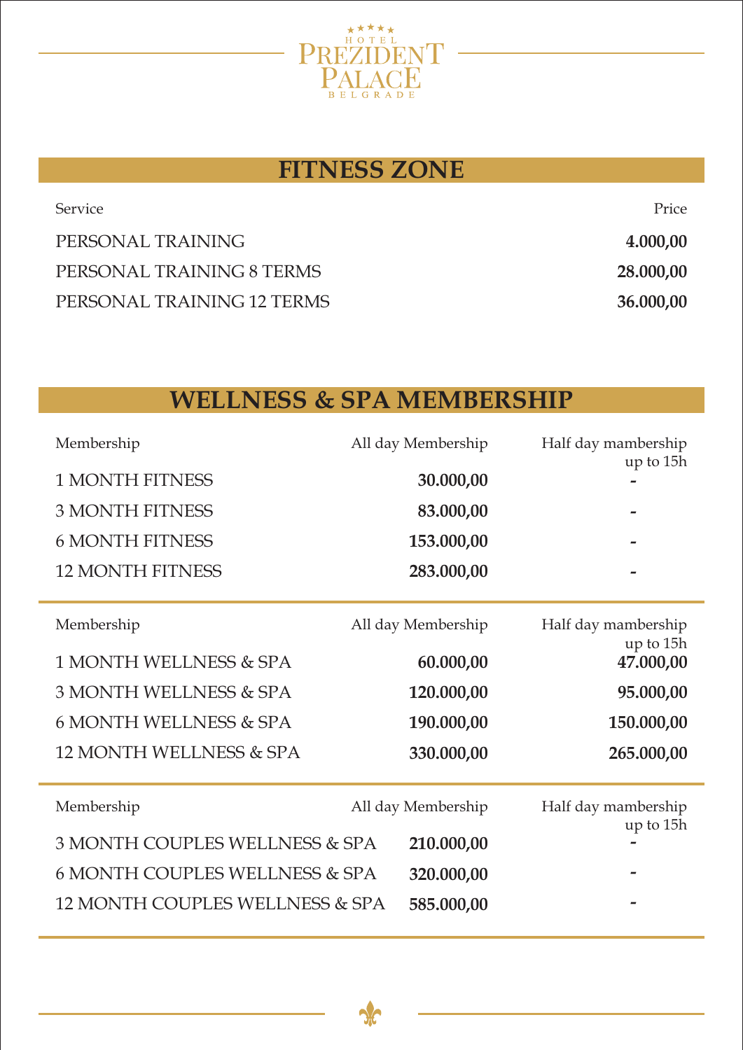HOTEL PREZIDENT PALACE BELGRADE

## FITNESS ZONE

| Service | Price |
|---|---|
| PERSONAL TRAINING | **4.000,00** |
| PERSONAL TRAINING 8 TERMS | **28.000,00** |
| PERSONAL TRAINING 12 TERMS | **36.000,00** |

## WELLNESS & SPA MEMBERSHIP

| Membership | All day Membership | Half day mambership up to 15h |
|---|---|---|
| 1 MONTH FITNESS | **30.000,00** | - |
| 3 MONTH FITNESS | **83.000,00** | - |
| 6 MONTH FITNESS | **153.000,00** | - |
| 12 MONTH FITNESS | **283.000,00** | - |

| Membership | All day Membership | Half day mambership up to 15h |
|---|---|---|
| 1 MONTH WELLNESS & SPA | **60.000,00** | **47.000,00** |
| 3 MONTH WELLNESS & SPA | **120.000,00** | **95.000,00** |
| 6 MONTH WELLNESS & SPA | **190.000,00** | **150.000,00** |
| 12 MONTH WELLNESS & SPA | **330.000,00** | **265.000,00** |

| Membership | All day Membership | Half day mambership up to 15h |
|---|---|---|
| 3 MONTH COUPLES WELLNESS & SPA | **210.000,00** | - |
| 6 MONTH COUPLES WELLNESS & SPA | **320.000,00** | - |
| 12 MONTH COUPLES WELLNESS & SPA | **585.000,00** | - |